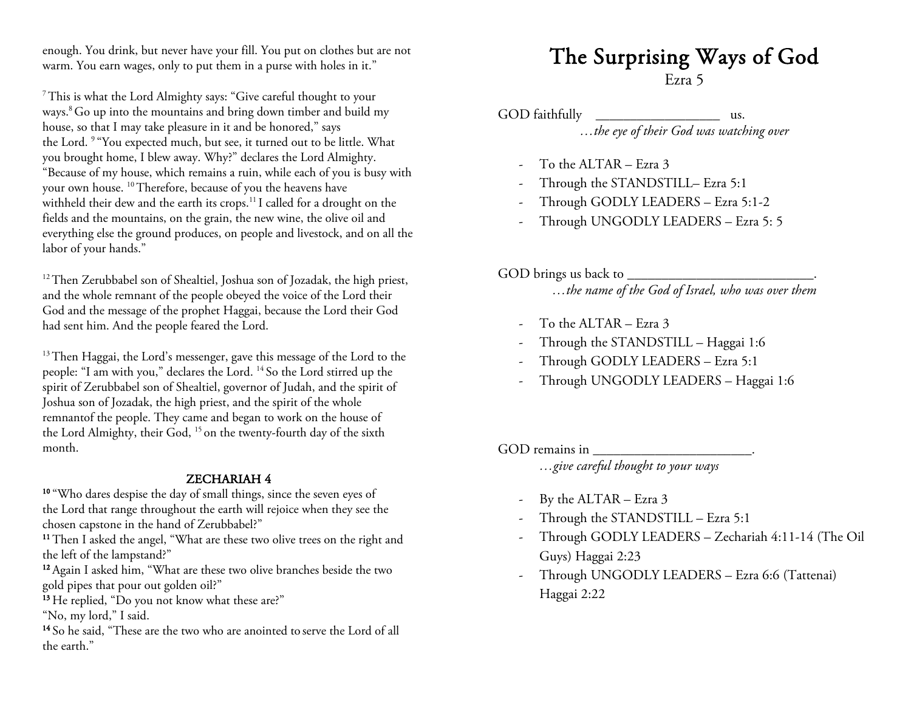enough. You drink, but never have your fill. You put on clothes but are not warm. You earn wages, only to put them in a purse with holes in it."

[7] This is what the Lord Almighty says: "Give careful thought to your ways.[8] Go up into the mountains and bring down timber and build my house, so that I may take pleasure in it and be honored," says the Lord. [9] "You expected much, but see, it turned out to be little. What you brought home, I blew away. Why?" declares the Lord Almighty. "Because of my house, which remains a ruin, while each of you is busy with your own house. [10] Therefore, because of you the heavens have withheld their dew and the earth its crops.[11] I called for a drought on the fields and the mountains, on the grain, the new wine, the olive oil and everything else the ground produces, on people and livestock, and on all the labor of your hands."

[12] Then Zerubbabel son of Shealtiel, Joshua son of Jozadak, the high priest, and the whole remnant of the people obeyed the voice of the Lord their God and the message of the prophet Haggai, because the Lord their God had sent him. And the people feared the Lord.

[13] Then Haggai, the Lord's messenger, gave this message of the Lord to the people: "I am with you," declares the Lord. [14] So the Lord stirred up the spirit of Zerubbabel son of Shealtiel, governor of Judah, and the spirit of Joshua son of Jozadak, the high priest, and the spirit of the whole remnantof the people. They came and began to work on the house of the Lord Almighty, their God, [15] on the twenty-fourth day of the sixth month.

## ZECHARIAH 4

**10** "Who dares despise the day of small things, since the seven eyes of the Lord that range throughout the earth will rejoice when they see the chosen capstone in the hand of Zerubbabel?"
**11** Then I asked the angel, "What are these two olive trees on the right and the left of the lampstand?"
**12** Again I asked him, "What are these two olive branches beside the two gold pipes that pour out golden oil?"
**13** He replied, "Do you not know what these are?"
"No, my lord," I said.
**14** So he said, "These are the two who are anointed to serve the Lord of all the earth."

# The Surprising Ways of God

Ezra 5

GOD faithfully __________________ us.
*…the eye of their God was watching over*

- To the ALTAR – Ezra 3
- Through the STANDSTILL– Ezra 5:1
- Through GODLY LEADERS – Ezra 5:1-2
- Through UNGODLY LEADERS – Ezra 5: 5

GOD brings us back to ___________________________.
*…the name of the God of Israel, who was over them*

- To the ALTAR – Ezra 3
- Through the STANDSTILL – Haggai 1:6
- Through GODLY LEADERS – Ezra 5:1
- Through UNGODLY LEADERS – Haggai 1:6

GOD remains in _______________________.
*…give careful thought to your ways*

- By the ALTAR – Ezra 3
- Through the STANDSTILL – Ezra 5:1
- Through GODLY LEADERS – Zechariah 4:11-14 (The Oil Guys) Haggai 2:23
- Through UNGODLY LEADERS – Ezra 6:6 (Tattenai) Haggai 2:22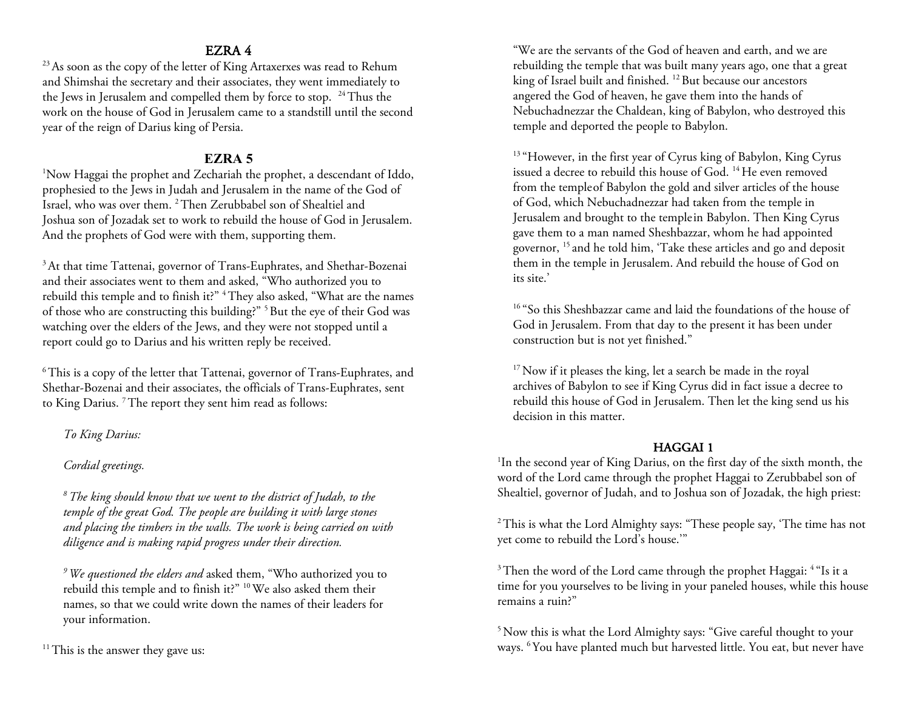## EZRA 4

[23] As soon as the copy of the letter of King Artaxerxes was read to Rehum and Shimshai the secretary and their associates, they went immediately to the Jews in Jerusalem and compelled them by force to stop. [24] Thus the work on the house of God in Jerusalem came to a standstill until the second year of the reign of Darius king of Persia.

## EZRA 5

[1]Now Haggai the prophet and Zechariah the prophet, a descendant of Iddo, prophesied to the Jews in Judah and Jerusalem in the name of the God of Israel, who was over them. [2] Then Zerubbabel son of Shealtiel and Joshua son of Jozadak set to work to rebuild the house of God in Jerusalem. And the prophets of God were with them, supporting them.

[3] At that time Tattenai, governor of Trans-Euphrates, and Shethar-Bozenai and their associates went to them and asked, "Who authorized you to rebuild this temple and to finish it?" [4] They also asked, "What are the names of those who are constructing this building?" [5] But the eye of their God was watching over the elders of the Jews, and they were not stopped until a report could go to Darius and his written reply be received.

[6] This is a copy of the letter that Tattenai, governor of Trans-Euphrates, and Shethar-Bozenai and their associates, the officials of Trans-Euphrates, sent to King Darius. [7] The report they sent him read as follows:

> *To King Darius:*
>
> *Cordial greetings.*
>
> *[8] The king should know that we went to the district of Judah, to the temple of the great God. The people are building it with large stones and placing the timbers in the walls. The work is being carried on with diligence and is making rapid progress under their direction.*
>
> *[9] We questioned the elders and* asked them, "Who authorized you to rebuild this temple and to finish it?" [10] We also asked them their names, so that we could write down the names of their leaders for your information.

[11] This is the answer they gave us:

> "We are the servants of the God of heaven and earth, and we are rebuilding the temple that was built many years ago, one that a great king of Israel built and finished. [12] But because our ancestors angered the God of heaven, he gave them into the hands of Nebuchadnezzar the Chaldean, king of Babylon, who destroyed this temple and deported the people to Babylon.
>
> [13] "However, in the first year of Cyrus king of Babylon, King Cyrus issued a decree to rebuild this house of God. [14] He even removed from the temple of Babylon the gold and silver articles of the house of God, which Nebuchadnezzar had taken from the temple in Jerusalem and brought to the temple in Babylon. Then King Cyrus gave them to a man named Sheshbazzar, whom he had appointed governor, [15] and he told him, 'Take these articles and go and deposit them in the temple in Jerusalem. And rebuild the house of God on its site.'
>
> [16] "So this Sheshbazzar came and laid the foundations of the house of God in Jerusalem. From that day to the present it has been under construction but is not yet finished."
>
> [17] Now if it pleases the king, let a search be made in the royal archives of Babylon to see if King Cyrus did in fact issue a decree to rebuild this house of God in Jerusalem. Then let the king send us his decision in this matter.

## HAGGAI 1

[1]In the second year of King Darius, on the first day of the sixth month, the word of the Lord came through the prophet Haggai to Zerubbabel son of Shealtiel, governor of Judah, and to Joshua son of Jozadak, the high priest:

[2] This is what the Lord Almighty says: "These people say, 'The time has not yet come to rebuild the Lord's house.'"

[3] Then the word of the Lord came through the prophet Haggai: [4] "Is it a time for you yourselves to be living in your paneled houses, while this house remains a ruin?"

[5] Now this is what the Lord Almighty says: "Give careful thought to your ways. [6] You have planted much but harvested little. You eat, but never have